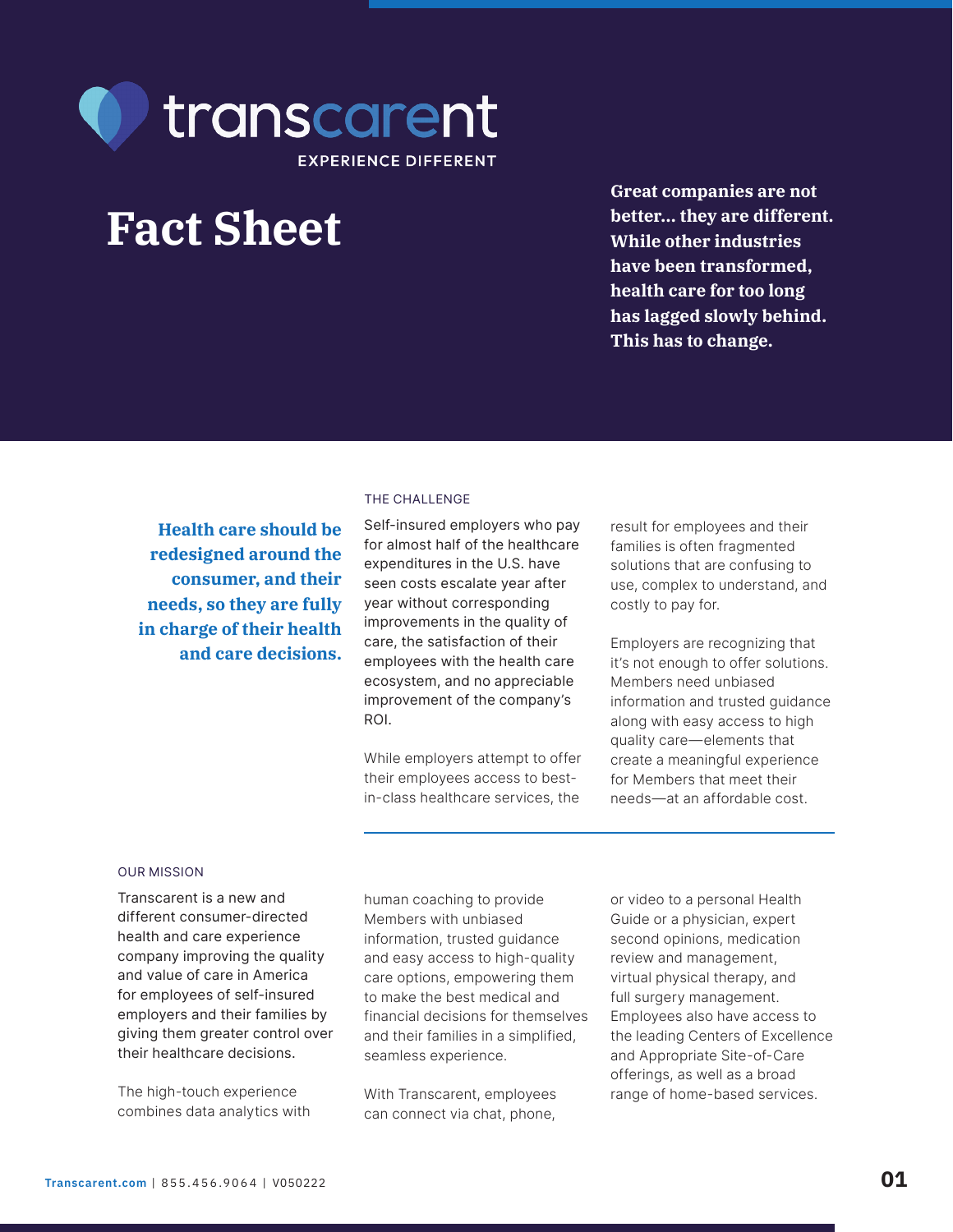transcarent

EXPERIENCE DIFFERENT

# Fact Sheet

**Great companies are not better... they are different. While other industries have been transformed, health care for too long has lagged slowly behind. This has to change.**

**Health care should be redesigned around the consumer, and their needs, so they are fully in charge of their health and care decisions.**

## THE CHALLENGE

Self-insured employers who pay for almost half of the healthcare expenditures in the U.S. have seen costs escalate year after year without corresponding improvements in the quality of care, the satisfaction of their employees with the health care ecosystem, and no appreciable improvement of the company's ROI.

While employers attempt to offer their employees access to best-in-class healthcare services, the result for employees and their families is often fragmented solutions that are confusing to use, complex to understand, and costly to pay for.

Employers are recognizing that it's not enough to offer solutions. Members need unbiased information and trusted guidance along with easy access to high quality care—elements that create a meaningful experience for Members that meet their needs—at an affordable cost.

## OUR MISSION

Transcarent is a new and different consumer-directed health and care experience company improving the quality and value of care in America for employees of self-insured employers and their families by giving them greater control over their healthcare decisions.

The high-touch experience combines data analytics with human coaching to provide Members with unbiased information, trusted guidance and easy access to high-quality care options, empowering them to make the best medical and financial decisions for themselves and their families in a simplified, seamless experience.

With Transcarent, employees can connect via chat, phone, or video to a personal Health Guide or a physician, expert second opinions, medication review and management, virtual physical therapy, and full surgery management. Employees also have access to the leading Centers of Excellence and Appropriate Site-of-Care offerings, as well as a broad range of home-based services.

Transcarent.com | 855.456.9064 | V050222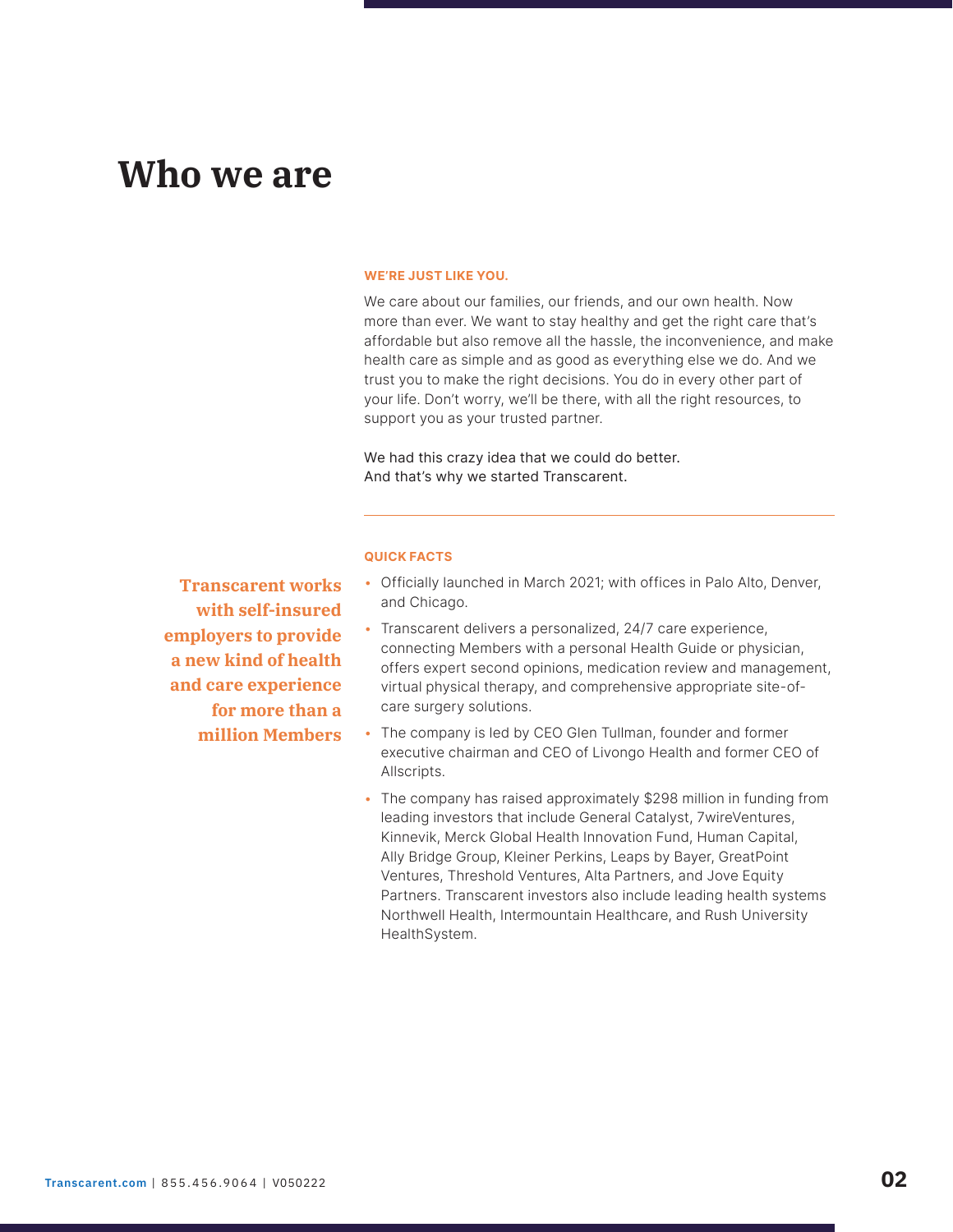# Who we are

**WE'RE JUST LIKE YOU.**

We care about our families, our friends, and our own health. Now more than ever. We want to stay healthy and get the right care that's affordable but also remove all the hassle, the inconvenience, and make health care as simple and as good as everything else we do. And we trust you to make the right decisions. You do in every other part of your life. Don't worry, we'll be there, with all the right resources, to support you as your trusted partner.

We had this crazy idea that we could do better.
And that's why we started Transcarent.

---

**Transcarent works with self-insured employers to provide a new kind of health and care experience for more than a million Members**

**QUICK FACTS**

- Officially launched in March 2021; with offices in Palo Alto, Denver, and Chicago.
- Transcarent delivers a personalized, 24/7 care experience, connecting Members with a personal Health Guide or physician, offers expert second opinions, medication review and management, virtual physical therapy, and comprehensive appropriate site-of-care surgery solutions.
- The company is led by CEO Glen Tullman, founder and former executive chairman and CEO of Livongo Health and former CEO of Allscripts.
- The company has raised approximately $298 million in funding from leading investors that include General Catalyst, 7wireVentures, Kinnevik, Merck Global Health Innovation Fund, Human Capital, Ally Bridge Group, Kleiner Perkins, Leaps by Bayer, GreatPoint Ventures, Threshold Ventures, Alta Partners, and Jove Equity Partners. Transcarent investors also include leading health systems Northwell Health, Intermountain Healthcare, and Rush University HealthSystem.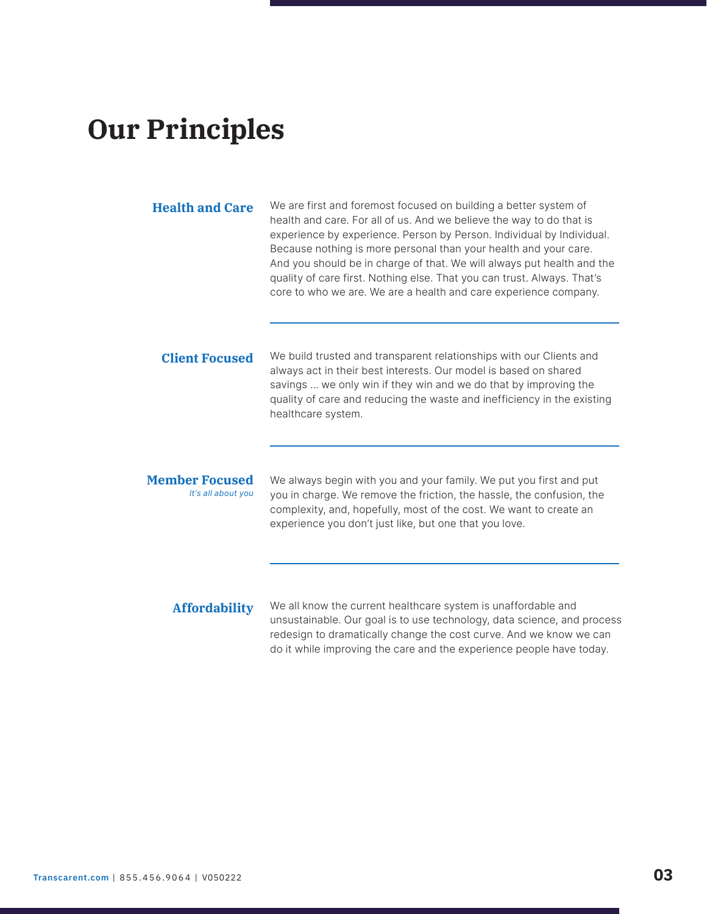# Our Principles

### Health and Care

We are first and foremost focused on building a better system of health and care. For all of us. And we believe the way to do that is experience by experience. Person by Person. Individual by Individual. Because nothing is more personal than your health and your care. And you should be in charge of that. We will always put health and the quality of care first. Nothing else. That you can trust. Always. That's core to who we are. We are a health and care experience company.

---

### Client Focused

We build trusted and transparent relationships with our Clients and always act in their best interests. Our model is based on shared savings … we only win if they win and we do that by improving the quality of care and reducing the waste and inefficiency in the existing healthcare system.

---

### Member Focused

*It's all about you*

We always begin with you and your family. We put you first and put you in charge. We remove the friction, the hassle, the confusion, the complexity, and, hopefully, most of the cost. We want to create an experience you don't just like, but one that you love.

---

### Affordability

We all know the current healthcare system is unaffordable and unsustainable. Our goal is to use technology, data science, and process redesign to dramatically change the cost curve. And we know we can do it while improving the care and the experience people have today.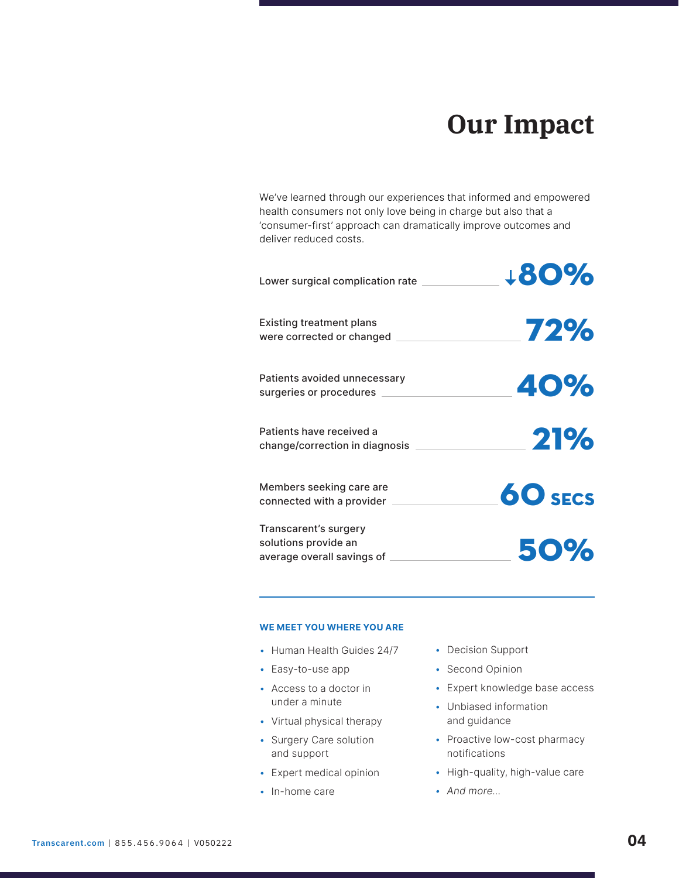# Our Impact

We've learned through our experiences that informed and empowered health consumers not only love being in charge but also that a 'consumer-first' approach can dramatically improve outcomes and deliver reduced costs.

| | |
|---|---|
| Lower surgical complication rate | ↓80% |
| Existing treatment plans were corrected or changed | 72% |
| Patients avoided unnecessary surgeries or procedures | 40% |
| Patients have received a change/correction in diagnosis | 21% |
| Members seeking care are connected with a provider | 60 SECS |
| Transcarent's surgery solutions provide an average overall savings of | 50% |

### WE MEET YOU WHERE YOU ARE

- Human Health Guides 24/7
- Easy-to-use app
- Access to a doctor in under a minute
- Virtual physical therapy
- Surgery Care solution and support
- Expert medical opinion
- In-home care
- Decision Support
- Second Opinion
- Expert knowledge base access
- Unbiased information and guidance
- Proactive low-cost pharmacy notifications
- High-quality, high-value care
- *And more...*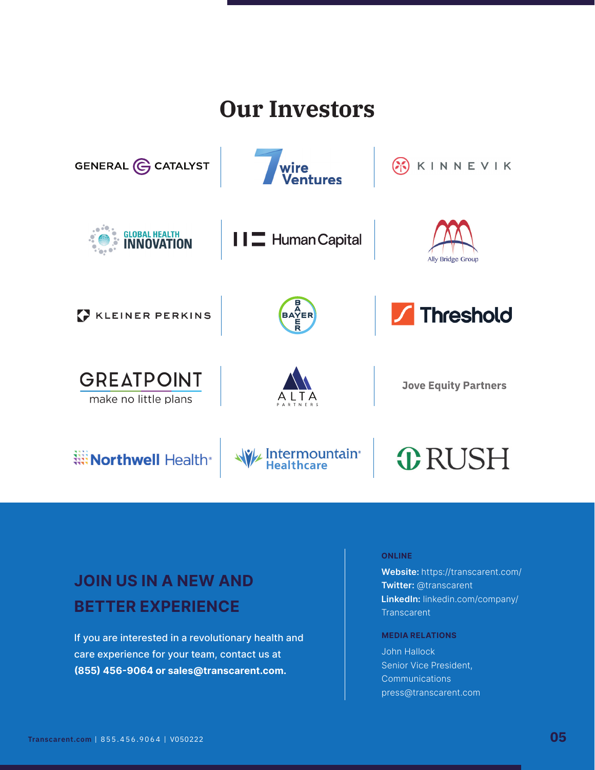# Our Investors

GENERAL CATALYST

7wire Ventures

KINNEVIK

GLOBAL HEALTH INNOVATION

Human Capital

Ally Bridge Group

KLEINER PERKINS

BAYER

Threshold

GREATPOINT
make no little plans

ALTA PARTNERS

Jove Equity Partners

Northwell Health

Intermountain Healthcare

RUSH

## JOIN US IN A NEW AND BETTER EXPERIENCE

If you are interested in a revolutionary health and care experience for your team, contact us at **(855) 456-9064 or sales@transcarent.com.**

**ONLINE**

**Website:** https://transcarent.com/
**Twitter:** @transcarent
**LinkedIn:** linkedin.com/company/Transcarent

**MEDIA RELATIONS**

John Hallock
Senior Vice President, Communications
press@transcarent.com

Transcarent.com | 855.456.9064 | V050222